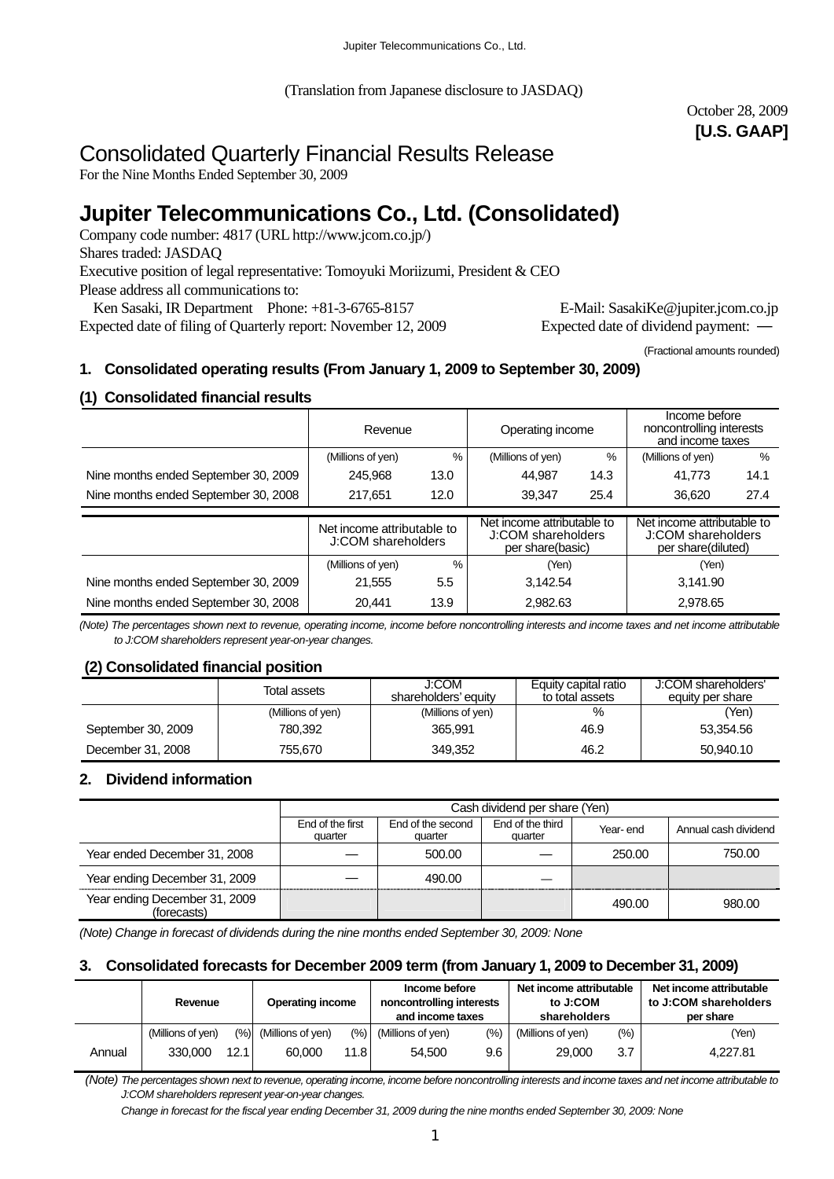(Translation from Japanese disclosure to JASDAQ)

October 28, 2009
**[U.S. GAAP]**

# Consolidated Quarterly Financial Results Release

For the Nine Months Ended September 30, 2009

# Jupiter Telecommunications Co., Ltd. (Consolidated)

Company code number: 4817 (URL http://www.jcom.co.jp/)
Shares traded: JASDAQ
Executive position of legal representative: Tomoyuki Moriizumi, President & CEO
Please address all communications to:
Ken Sasaki, IR Department Phone: +81-3-6765-8157 E-Mail: SasakiKe@jupiter.jcom.co.jp
Expected date of filing of Quarterly report: November 12, 2009 Expected date of dividend payment: —

(Fractional amounts rounded)

## 1. Consolidated operating results (From January 1, 2009 to September 30, 2009)

### (1) Consolidated financial results

| | Revenue | | Operating income | | Income before noncontrolling interests and income taxes | |
|---|---|---|---|---|---|---|
| | (Millions of yen) | % | (Millions of yen) | % | (Millions of yen) | % |
| Nine months ended September 30, 2009 | 245,968 | 13.0 | 44,987 | 14.3 | 41,773 | 14.1 |
| Nine months ended September 30, 2008 | 217,651 | 12.0 | 39,347 | 25.4 | 36,620 | 27.4 |

| | Net income attributable to J:COM shareholders | | Net income attributable to J:COM shareholders per share(basic) | Net income attributable to J:COM shareholders per share(diluted) |
|---|---|---|---|---|
| | (Millions of yen) | % | (Yen) | (Yen) |
| Nine months ended September 30, 2009 | 21,555 | 5.5 | 3,142.54 | 3,141.90 |
| Nine months ended September 30, 2008 | 20,441 | 13.9 | 2,982.63 | 2,978.65 |

*(Note) The percentages shown next to revenue, operating income, income before noncontrolling interests and income taxes and net income attributable to J:COM shareholders represent year-on-year changes.*

### (2) Consolidated financial position

| | Total assets | J:COM shareholders' equity | Equity capital ratio to total assets | J:COM shareholders' equity per share |
|---|---|---|---|---|
| | (Millions of yen) | (Millions of yen) | % | (Yen) |
| September 30, 2009 | 780,392 | 365,991 | 46.9 | 53,354.56 |
| December 31, 2008 | 755,670 | 349,352 | 46.2 | 50,940.10 |

## 2. Dividend information

| | Cash dividend per share (Yen) | | | | |
|---|---|---|---|---|---|
| | End of the first quarter | End of the second quarter | End of the third quarter | Year- end | Annual cash dividend |
| Year ended December 31, 2008 | — | 500.00 | — | 250.00 | 750.00 |
| Year ending December 31, 2009 | — | 490.00 | — | | |
| Year ending December 31, 2009 (forecasts) | | | | 490.00 | 980.00 |

*(Note) Change in forecast of dividends during the nine months ended September 30, 2009: None*

## 3. Consolidated forecasts for December 2009 term (from January 1, 2009 to December 31, 2009)

| | Revenue | | Operating income | | Income before noncontrolling interests and income taxes | | Net income attributable to J:COM shareholders | | Net income attributable to J:COM shareholders per share |
|---|---|---|---|---|---|---|---|---|---|
| | (Millions of yen) | (%) | (Millions of yen) | (%) | (Millions of yen) | (%) | (Millions of yen) | (%) | (Yen) |
| Annual | 330,000 | 12.1 | 60,000 | 11.8 | 54,500 | 9.6 | 29,000 | 3.7 | 4,227.81 |

*(Note) The percentages shown next to revenue, operating income, income before noncontrolling interests and income taxes and net income attributable to J:COM shareholders represent year-on-year changes.*

*Change in forecast for the fiscal year ending December 31, 2009 during the nine months ended September 30, 2009: None*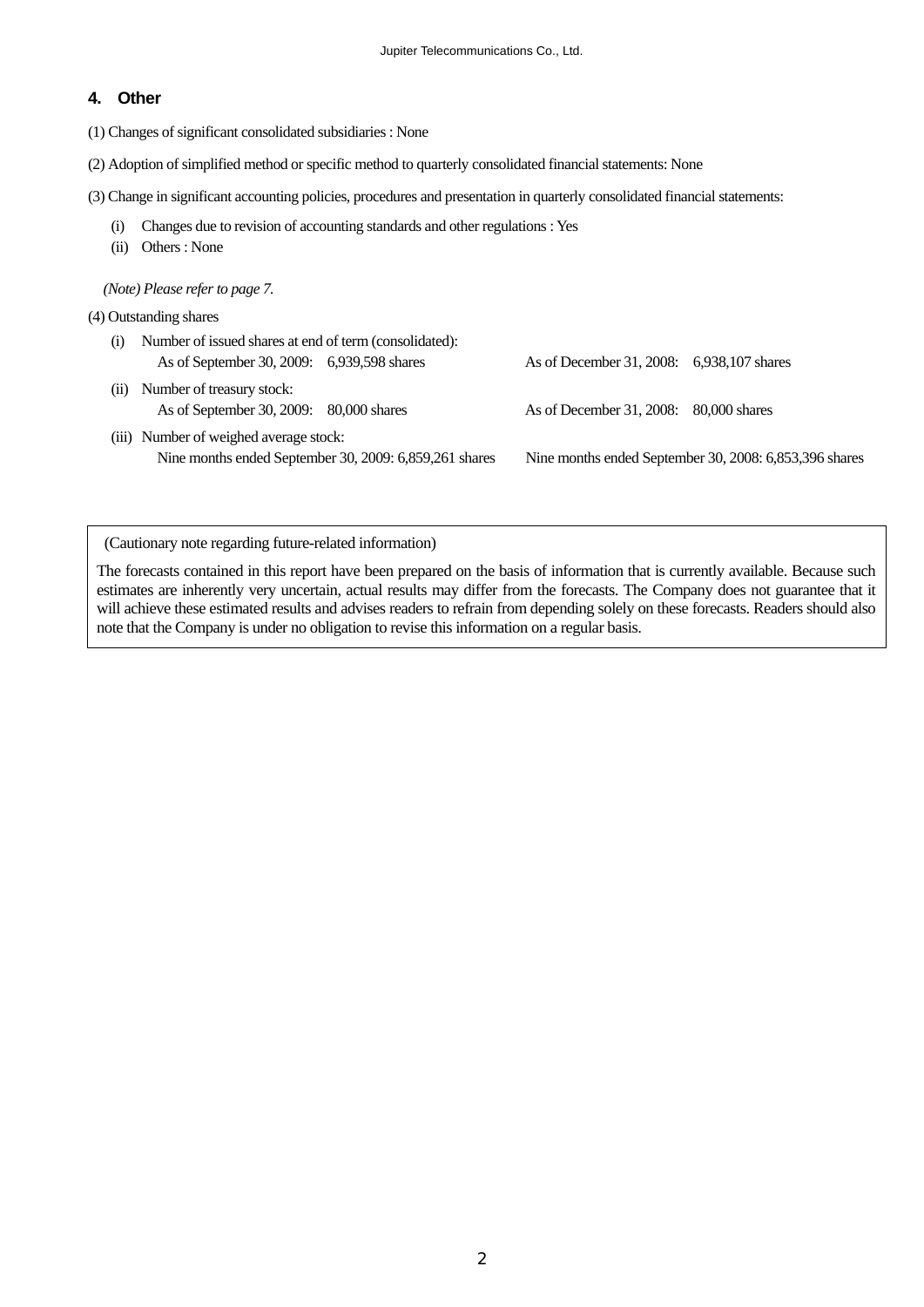## 4. Other

(1) Changes of significant consolidated subsidiaries : None

(2) Adoption of simplified method or specific method to quarterly consolidated financial statements: None

(3) Change in significant accounting policies, procedures and presentation in quarterly consolidated financial statements:

- (i) Changes due to revision of accounting standards and other regulations : Yes
- (ii) Others : None

*(Note) Please refer to page 7.*

(4) Outstanding shares

- (i) Number of issued shares at end of term (consolidated):
  As of September 30, 2009: 6,939,598 shares    As of December 31, 2008: 6,938,107 shares
- (ii) Number of treasury stock:
  As of September 30, 2009: 80,000 shares    As of December 31, 2008: 80,000 shares
- (iii) Number of weighed average stock:
  Nine months ended September 30, 2009: 6,859,261 shares    Nine months ended September 30, 2008: 6,853,396 shares

---

(Cautionary note regarding future-related information)

The forecasts contained in this report have been prepared on the basis of information that is currently available. Because such estimates are inherently very uncertain, actual results may differ from the forecasts. The Company does not guarantee that it will achieve these estimated results and advises readers to refrain from depending solely on these forecasts. Readers should also note that the Company is under no obligation to revise this information on a regular basis.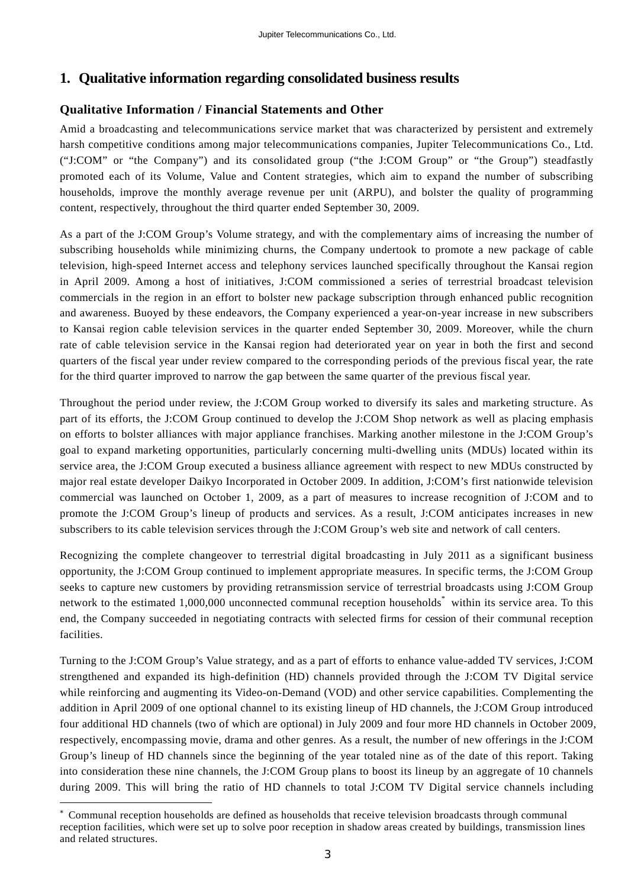# 1. Qualitative information regarding consolidated business results

## Qualitative Information / Financial Statements and Other

Amid a broadcasting and telecommunications service market that was characterized by persistent and extremely harsh competitive conditions among major telecommunications companies, Jupiter Telecommunications Co., Ltd. ("J:COM" or "the Company") and its consolidated group ("the J:COM Group" or "the Group") steadfastly promoted each of its Volume, Value and Content strategies, which aim to expand the number of subscribing households, improve the monthly average revenue per unit (ARPU), and bolster the quality of programming content, respectively, throughout the third quarter ended September 30, 2009.

As a part of the J:COM Group's Volume strategy, and with the complementary aims of increasing the number of subscribing households while minimizing churns, the Company undertook to promote a new package of cable television, high-speed Internet access and telephony services launched specifically throughout the Kansai region in April 2009. Among a host of initiatives, J:COM commissioned a series of terrestrial broadcast television commercials in the region in an effort to bolster new package subscription through enhanced public recognition and awareness. Buoyed by these endeavors, the Company experienced a year-on-year increase in new subscribers to Kansai region cable television services in the quarter ended September 30, 2009. Moreover, while the churn rate of cable television service in the Kansai region had deteriorated year on year in both the first and second quarters of the fiscal year under review compared to the corresponding periods of the previous fiscal year, the rate for the third quarter improved to narrow the gap between the same quarter of the previous fiscal year.

Throughout the period under review, the J:COM Group worked to diversify its sales and marketing structure. As part of its efforts, the J:COM Group continued to develop the J:COM Shop network as well as placing emphasis on efforts to bolster alliances with major appliance franchises. Marking another milestone in the J:COM Group's goal to expand marketing opportunities, particularly concerning multi-dwelling units (MDUs) located within its service area, the J:COM Group executed a business alliance agreement with respect to new MDUs constructed by major real estate developer Daikyo Incorporated in October 2009. In addition, J:COM's first nationwide television commercial was launched on October 1, 2009, as a part of measures to increase recognition of J:COM and to promote the J:COM Group's lineup of products and services. As a result, J:COM anticipates increases in new subscribers to its cable television services through the J:COM Group's web site and network of call centers.

Recognizing the complete changeover to terrestrial digital broadcasting in July 2011 as a significant business opportunity, the J:COM Group continued to implement appropriate measures. In specific terms, the J:COM Group seeks to capture new customers by providing retransmission service of terrestrial broadcasts using J:COM Group network to the estimated 1,000,000 unconnected communal reception households* within its service area. To this end, the Company succeeded in negotiating contracts with selected firms for cession of their communal reception facilities.

Turning to the J:COM Group's Value strategy, and as a part of efforts to enhance value-added TV services, J:COM strengthened and expanded its high-definition (HD) channels provided through the J:COM TV Digital service while reinforcing and augmenting its Video-on-Demand (VOD) and other service capabilities. Complementing the addition in April 2009 of one optional channel to its existing lineup of HD channels, the J:COM Group introduced four additional HD channels (two of which are optional) in July 2009 and four more HD channels in October 2009, respectively, encompassing movie, drama and other genres. As a result, the number of new offerings in the J:COM Group's lineup of HD channels since the beginning of the year totaled nine as of the date of this report. Taking into consideration these nine channels, the J:COM Group plans to boost its lineup by an aggregate of 10 channels during 2009. This will bring the ratio of HD channels to total J:COM TV Digital service channels including

---

* Communal reception households are defined as households that receive television broadcasts through communal reception facilities, which were set up to solve poor reception in shadow areas created by buildings, transmission lines and related structures.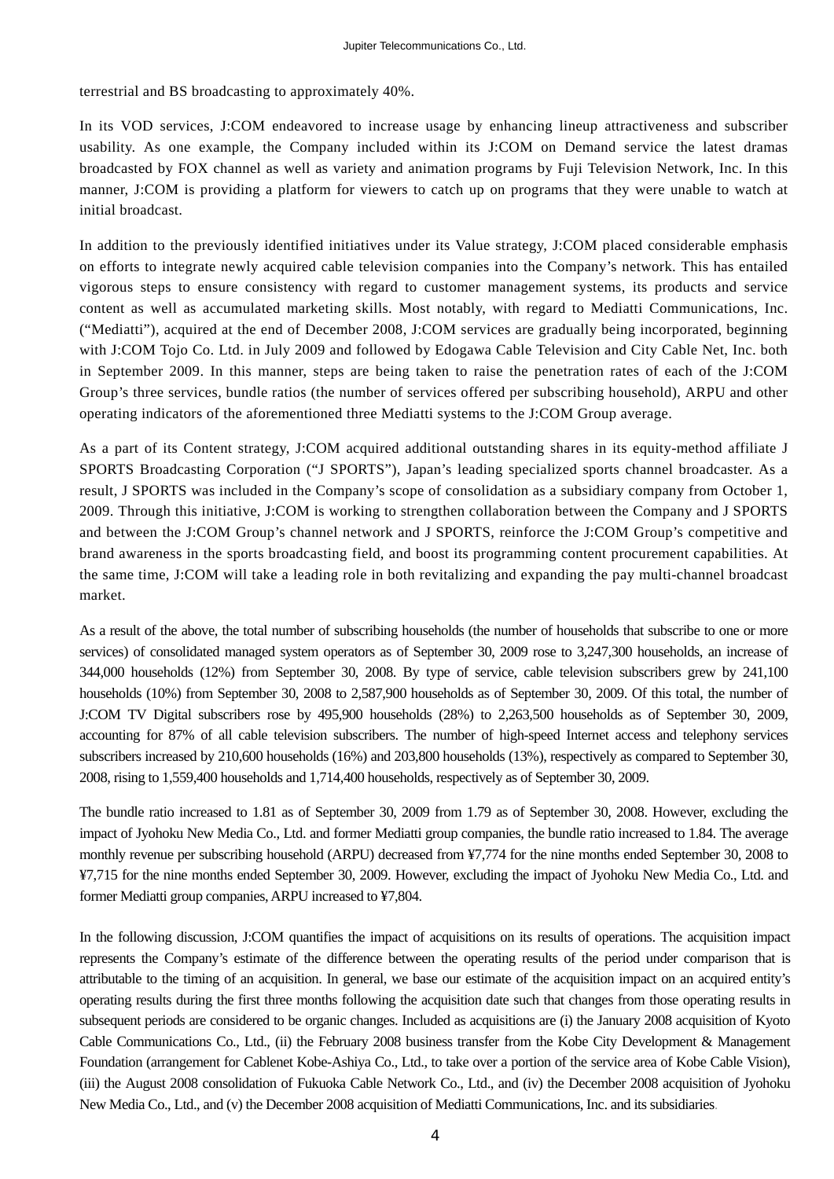terrestrial and BS broadcasting to approximately 40%.

In its VOD services, J:COM endeavored to increase usage by enhancing lineup attractiveness and subscriber usability. As one example, the Company included within its J:COM on Demand service the latest dramas broadcasted by FOX channel as well as variety and animation programs by Fuji Television Network, Inc. In this manner, J:COM is providing a platform for viewers to catch up on programs that they were unable to watch at initial broadcast.

In addition to the previously identified initiatives under its Value strategy, J:COM placed considerable emphasis on efforts to integrate newly acquired cable television companies into the Company's network. This has entailed vigorous steps to ensure consistency with regard to customer management systems, its products and service content as well as accumulated marketing skills. Most notably, with regard to Mediatti Communications, Inc. ("Mediatti"), acquired at the end of December 2008, J:COM services are gradually being incorporated, beginning with J:COM Tojo Co. Ltd. in July 2009 and followed by Edogawa Cable Television and City Cable Net, Inc. both in September 2009. In this manner, steps are being taken to raise the penetration rates of each of the J:COM Group's three services, bundle ratios (the number of services offered per subscribing household), ARPU and other operating indicators of the aforementioned three Mediatti systems to the J:COM Group average.

As a part of its Content strategy, J:COM acquired additional outstanding shares in its equity-method affiliate J SPORTS Broadcasting Corporation ("J SPORTS"), Japan's leading specialized sports channel broadcaster. As a result, J SPORTS was included in the Company's scope of consolidation as a subsidiary company from October 1, 2009. Through this initiative, J:COM is working to strengthen collaboration between the Company and J SPORTS and between the J:COM Group's channel network and J SPORTS, reinforce the J:COM Group's competitive and brand awareness in the sports broadcasting field, and boost its programming content procurement capabilities. At the same time, J:COM will take a leading role in both revitalizing and expanding the pay multi-channel broadcast market.

As a result of the above, the total number of subscribing households (the number of households that subscribe to one or more services) of consolidated managed system operators as of September 30, 2009 rose to 3,247,300 households, an increase of 344,000 households (12%) from September 30, 2008. By type of service, cable television subscribers grew by 241,100 households (10%) from September 30, 2008 to 2,587,900 households as of September 30, 2009. Of this total, the number of J:COM TV Digital subscribers rose by 495,900 households (28%) to 2,263,500 households as of September 30, 2009, accounting for 87% of all cable television subscribers. The number of high-speed Internet access and telephony services subscribers increased by 210,600 households (16%) and 203,800 households (13%), respectively as compared to September 30, 2008, rising to 1,559,400 households and 1,714,400 households, respectively as of September 30, 2009.

The bundle ratio increased to 1.81 as of September 30, 2009 from 1.79 as of September 30, 2008. However, excluding the impact of Jyohoku New Media Co., Ltd. and former Mediatti group companies, the bundle ratio increased to 1.84. The average monthly revenue per subscribing household (ARPU) decreased from ¥7,774 for the nine months ended September 30, 2008 to ¥7,715 for the nine months ended September 30, 2009. However, excluding the impact of Jyohoku New Media Co., Ltd. and former Mediatti group companies, ARPU increased to ¥7,804.

In the following discussion, J:COM quantifies the impact of acquisitions on its results of operations. The acquisition impact represents the Company's estimate of the difference between the operating results of the period under comparison that is attributable to the timing of an acquisition. In general, we base our estimate of the acquisition impact on an acquired entity's operating results during the first three months following the acquisition date such that changes from those operating results in subsequent periods are considered to be organic changes. Included as acquisitions are (i) the January 2008 acquisition of Kyoto Cable Communications Co., Ltd., (ii) the February 2008 business transfer from the Kobe City Development & Management Foundation (arrangement for Cablenet Kobe-Ashiya Co., Ltd., to take over a portion of the service area of Kobe Cable Vision), (iii) the August 2008 consolidation of Fukuoka Cable Network Co., Ltd., and (iv) the December 2008 acquisition of Jyohoku New Media Co., Ltd., and (v) the December 2008 acquisition of Mediatti Communications, Inc. and its subsidiaries.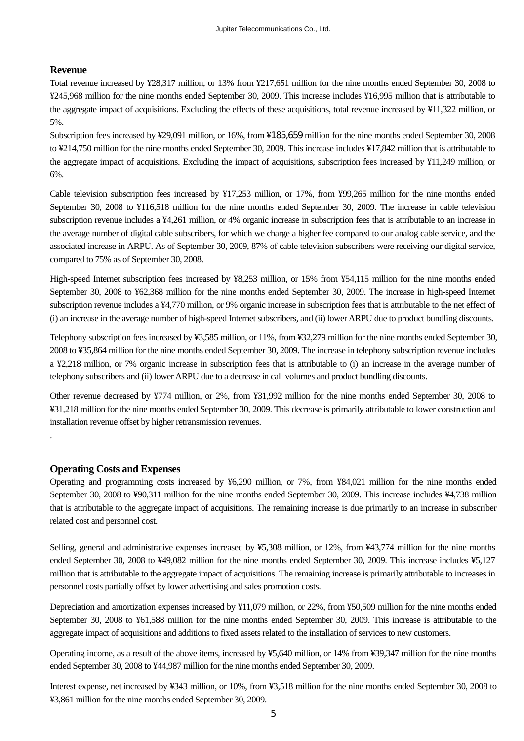## Revenue

Total revenue increased by ¥28,317 million, or 13% from ¥217,651 million for the nine months ended September 30, 2008 to ¥245,968 million for the nine months ended September 30, 2009. This increase includes ¥16,995 million that is attributable to the aggregate impact of acquisitions. Excluding the effects of these acquisitions, total revenue increased by ¥11,322 million, or 5%.

Subscription fees increased by ¥29,091 million, or 16%, from ¥185,659 million for the nine months ended September 30, 2008 to ¥214,750 million for the nine months ended September 30, 2009. This increase includes ¥17,842 million that is attributable to the aggregate impact of acquisitions. Excluding the impact of acquisitions, subscription fees increased by ¥11,249 million, or 6%.

Cable television subscription fees increased by ¥17,253 million, or 17%, from ¥99,265 million for the nine months ended September 30, 2008 to ¥116,518 million for the nine months ended September 30, 2009. The increase in cable television subscription revenue includes a ¥4,261 million, or 4% organic increase in subscription fees that is attributable to an increase in the average number of digital cable subscribers, for which we charge a higher fee compared to our analog cable service, and the associated increase in ARPU. As of September 30, 2009, 87% of cable television subscribers were receiving our digital service, compared to 75% as of September 30, 2008.

High-speed Internet subscription fees increased by ¥8,253 million, or 15% from ¥54,115 million for the nine months ended September 30, 2008 to ¥62,368 million for the nine months ended September 30, 2009. The increase in high-speed Internet subscription revenue includes a ¥4,770 million, or 9% organic increase in subscription fees that is attributable to the net effect of (i) an increase in the average number of high-speed Internet subscribers, and (ii) lower ARPU due to product bundling discounts.

Telephony subscription fees increased by ¥3,585 million, or 11%, from ¥32,279 million for the nine months ended September 30, 2008 to ¥35,864 million for the nine months ended September 30, 2009. The increase in telephony subscription revenue includes a ¥2,218 million, or 7% organic increase in subscription fees that is attributable to (i) an increase in the average number of telephony subscribers and (ii) lower ARPU due to a decrease in call volumes and product bundling discounts.

Other revenue decreased by ¥774 million, or 2%, from ¥31,992 million for the nine months ended September 30, 2008 to ¥31,218 million for the nine months ended September 30, 2009. This decrease is primarily attributable to lower construction and installation revenue offset by higher retransmission revenues.

.

## Operating Costs and Expenses

Operating and programming costs increased by ¥6,290 million, or 7%, from ¥84,021 million for the nine months ended September 30, 2008 to ¥90,311 million for the nine months ended September 30, 2009. This increase includes ¥4,738 million that is attributable to the aggregate impact of acquisitions. The remaining increase is due primarily to an increase in subscriber related cost and personnel cost.

Selling, general and administrative expenses increased by ¥5,308 million, or 12%, from ¥43,774 million for the nine months ended September 30, 2008 to ¥49,082 million for the nine months ended September 30, 2009. This increase includes ¥5,127 million that is attributable to the aggregate impact of acquisitions. The remaining increase is primarily attributable to increases in personnel costs partially offset by lower advertising and sales promotion costs.

Depreciation and amortization expenses increased by ¥11,079 million, or 22%, from ¥50,509 million for the nine months ended September 30, 2008 to ¥61,588 million for the nine months ended September 30, 2009. This increase is attributable to the aggregate impact of acquisitions and additions to fixed assets related to the installation of services to new customers.

Operating income, as a result of the above items, increased by ¥5,640 million, or 14% from ¥39,347 million for the nine months ended September 30, 2008 to ¥44,987 million for the nine months ended September 30, 2009.

Interest expense, net increased by ¥343 million, or 10%, from ¥3,518 million for the nine months ended September 30, 2008 to ¥3,861 million for the nine months ended September 30, 2009.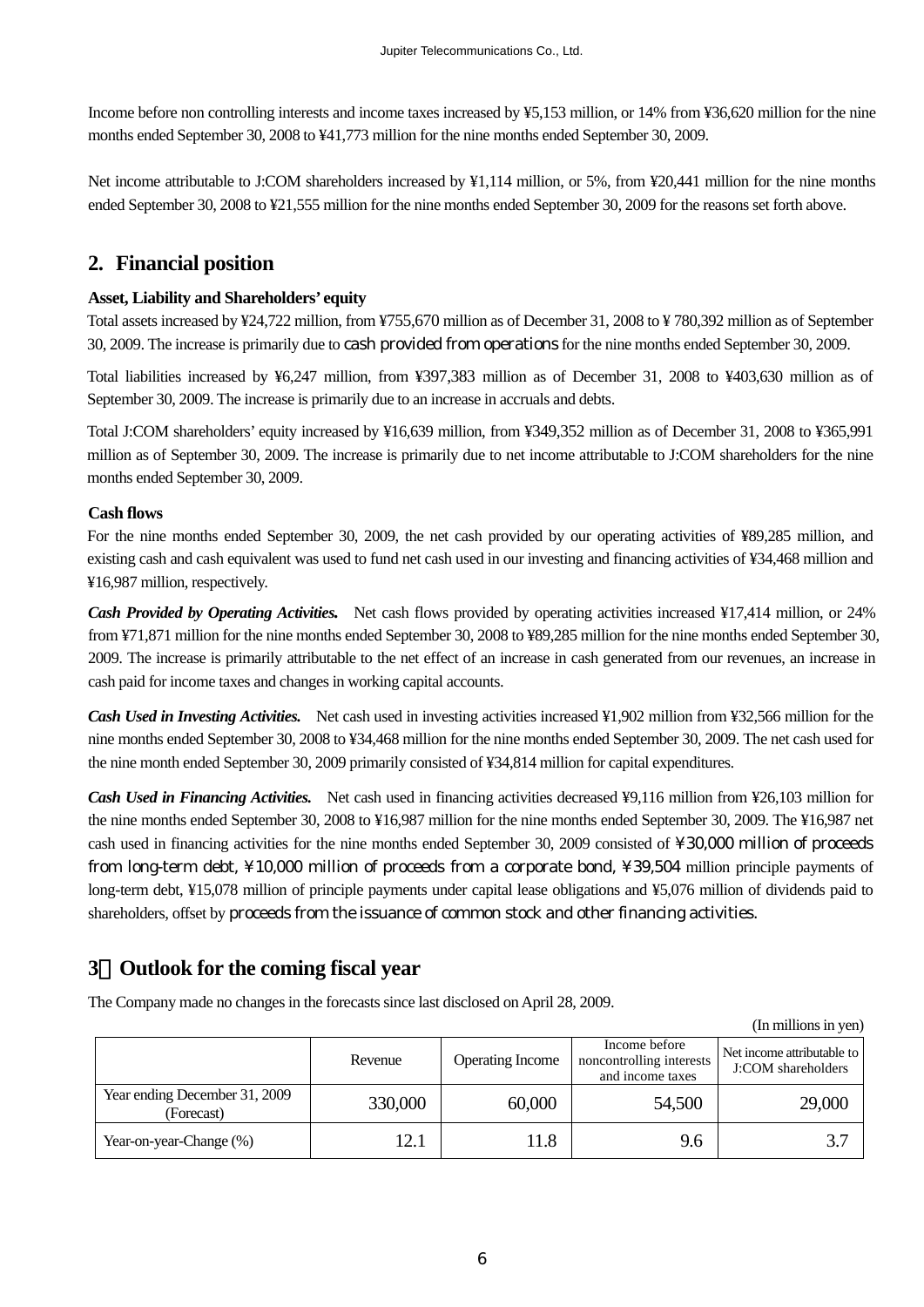Income before non controlling interests and income taxes increased by ¥5,153 million, or 14% from ¥36,620 million for the nine months ended September 30, 2008 to ¥41,773 million for the nine months ended September 30, 2009.

Net income attributable to J:COM shareholders increased by ¥1,114 million, or 5%, from ¥20,441 million for the nine months ended September 30, 2008 to ¥21,555 million for the nine months ended September 30, 2009 for the reasons set forth above.

## 2. Financial position

**Asset, Liability and Shareholders' equity**

Total assets increased by ¥24,722 million, from ¥755,670 million as of December 31, 2008 to ¥ 780,392 million as of September 30, 2009. The increase is primarily due to cash provided from operations for the nine months ended September 30, 2009.

Total liabilities increased by ¥6,247 million, from ¥397,383 million as of December 31, 2008 to ¥403,630 million as of September 30, 2009. The increase is primarily due to an increase in accruals and debts.

Total J:COM shareholders' equity increased by ¥16,639 million, from ¥349,352 million as of December 31, 2008 to ¥365,991 million as of September 30, 2009. The increase is primarily due to net income attributable to J:COM shareholders for the nine months ended September 30, 2009.

**Cash flows**

For the nine months ended September 30, 2009, the net cash provided by our operating activities of ¥89,285 million, and existing cash and cash equivalent was used to fund net cash used in our investing and financing activities of ¥34,468 million and ¥16,987 million, respectively.

***Cash Provided by Operating Activities.*** Net cash flows provided by operating activities increased ¥17,414 million, or 24% from ¥71,871 million for the nine months ended September 30, 2008 to ¥89,285 million for the nine months ended September 30, 2009. The increase is primarily attributable to the net effect of an increase in cash generated from our revenues, an increase in cash paid for income taxes and changes in working capital accounts.

***Cash Used in Investing Activities.*** Net cash used in investing activities increased ¥1,902 million from ¥32,566 million for the nine months ended September 30, 2008 to ¥34,468 million for the nine months ended September 30, 2009. The net cash used for the nine month ended September 30, 2009 primarily consisted of ¥34,814 million for capital expenditures.

***Cash Used in Financing Activities.*** Net cash used in financing activities decreased ¥9,116 million from ¥26,103 million for the nine months ended September 30, 2008 to ¥16,987 million for the nine months ended September 30, 2009. The ¥16,987 net cash used in financing activities for the nine months ended September 30, 2009 consisted of ¥30,000 million of proceeds from long-term debt, ¥10,000 million of proceeds from a corporate bond, ¥39,504 million principle payments of long-term debt, ¥15,078 million of principle payments under capital lease obligations and ¥5,076 million of dividends paid to shareholders, offset by proceeds from the issuance of common stock and other financing activities.

## 3．Outlook for the coming fiscal year

The Company made no changes in the forecasts since last disclosed on April 28, 2009.

(In millions in yen)

| | Revenue | Operating Income | Income before noncontrolling interests and income taxes | Net income attributable to J:COM shareholders |
|---|---|---|---|---|
| Year ending December 31, 2009 (Forecast) | 330,000 | 60,000 | 54,500 | 29,000 |
| Year-on-year-Change (%) | 12.1 | 11.8 | 9.6 | 3.7 |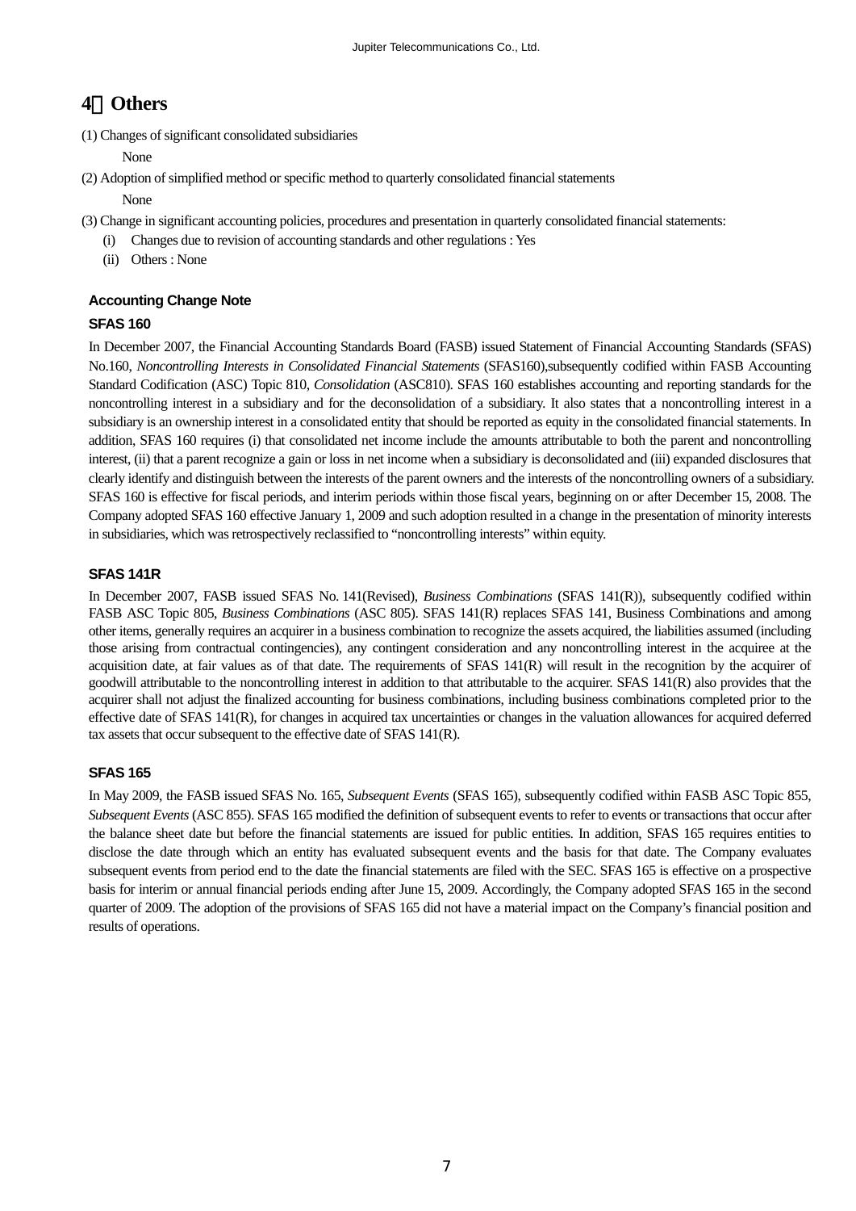# 4．Others

(1) Changes of significant consolidated subsidiaries

None

(2) Adoption of simplified method or specific method to quarterly consolidated financial statements

None

(3) Change in significant accounting policies, procedures and presentation in quarterly consolidated financial statements:

(i) Changes due to revision of accounting standards and other regulations : Yes

(ii) Others : None

**Accounting Change Note**

**SFAS 160**

In December 2007, the Financial Accounting Standards Board (FASB) issued Statement of Financial Accounting Standards (SFAS) No.160, *Noncontrolling Interests in Consolidated Financial Statements* (SFAS160),subsequently codified within FASB Accounting Standard Codification (ASC) Topic 810, *Consolidation* (ASC810). SFAS 160 establishes accounting and reporting standards for the noncontrolling interest in a subsidiary and for the deconsolidation of a subsidiary. It also states that a noncontrolling interest in a subsidiary is an ownership interest in a consolidated entity that should be reported as equity in the consolidated financial statements. In addition, SFAS 160 requires (i) that consolidated net income include the amounts attributable to both the parent and noncontrolling interest, (ii) that a parent recognize a gain or loss in net income when a subsidiary is deconsolidated and (iii) expanded disclosures that clearly identify and distinguish between the interests of the parent owners and the interests of the noncontrolling owners of a subsidiary. SFAS 160 is effective for fiscal periods, and interim periods within those fiscal years, beginning on or after December 15, 2008. The Company adopted SFAS 160 effective January 1, 2009 and such adoption resulted in a change in the presentation of minority interests in subsidiaries, which was retrospectively reclassified to "noncontrolling interests" within equity.

**SFAS 141R**

In December 2007, FASB issued SFAS No. 141(Revised), *Business Combinations* (SFAS 141(R)), subsequently codified within FASB ASC Topic 805, *Business Combinations* (ASC 805). SFAS 141(R) replaces SFAS 141, Business Combinations and among other items, generally requires an acquirer in a business combination to recognize the assets acquired, the liabilities assumed (including those arising from contractual contingencies), any contingent consideration and any noncontrolling interest in the acquiree at the acquisition date, at fair values as of that date. The requirements of SFAS 141(R) will result in the recognition by the acquirer of goodwill attributable to the noncontrolling interest in addition to that attributable to the acquirer. SFAS 141(R) also provides that the acquirer shall not adjust the finalized accounting for business combinations, including business combinations completed prior to the effective date of SFAS 141(R), for changes in acquired tax uncertainties or changes in the valuation allowances for acquired deferred tax assets that occur subsequent to the effective date of SFAS 141(R).

**SFAS 165**

In May 2009, the FASB issued SFAS No. 165, *Subsequent Events* (SFAS 165), subsequently codified within FASB ASC Topic 855, *Subsequent Events* (ASC 855). SFAS 165 modified the definition of subsequent events to refer to events or transactions that occur after the balance sheet date but before the financial statements are issued for public entities. In addition, SFAS 165 requires entities to disclose the date through which an entity has evaluated subsequent events and the basis for that date. The Company evaluates subsequent events from period end to the date the financial statements are filed with the SEC. SFAS 165 is effective on a prospective basis for interim or annual financial periods ending after June 15, 2009. Accordingly, the Company adopted SFAS 165 in the second quarter of 2009. The adoption of the provisions of SFAS 165 did not have a material impact on the Company's financial position and results of operations.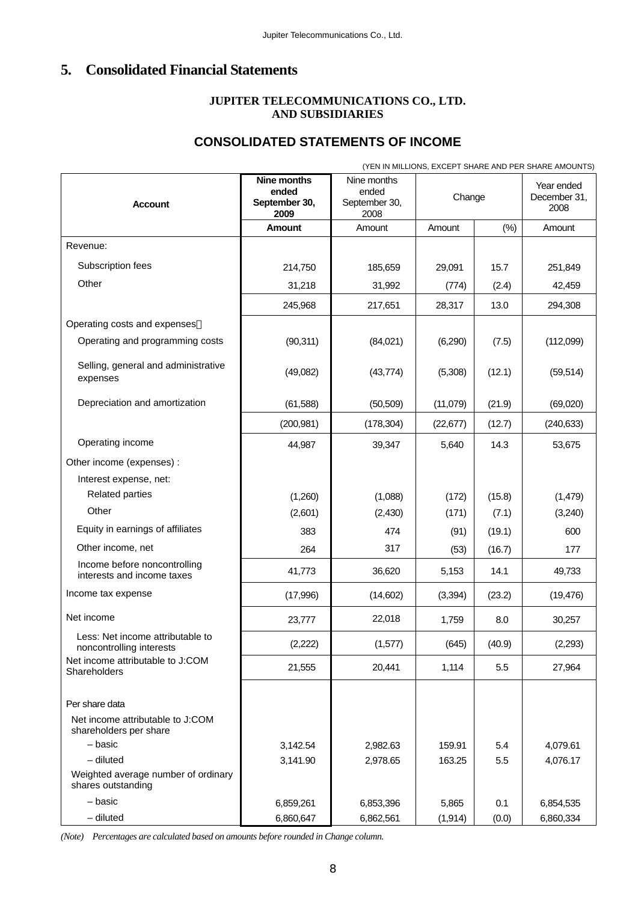## 5. Consolidated Financial Statements

**JUPITER TELECOMMUNICATIONS CO., LTD.**
**AND SUBSIDIARIES**

### CONSOLIDATED STATEMENTS OF INCOME

(YEN IN MILLIONS, EXCEPT SHARE AND PER SHARE AMOUNTS)

| Account | **Nine months ended September 30, 2009** | Nine months ended September 30, 2008 | Change | | Year ended December 31, 2008 |
|---|---|---|---|---|---|
| | **Amount** | Amount | Amount | (%) | Amount |
| Revenue: | | | | | |
| Subscription fees | 214,750 | 185,659 | 29,091 | 15.7 | 251,849 |
| Other | 31,218 | 31,992 | (774) | (2.4) | 42,459 |
| | 245,968 | 217,651 | 28,317 | 13.0 | 294,308 |
| Operating costs and expenses： | | | | | |
| Operating and programming costs | (90,311) | (84,021) | (6,290) | (7.5) | (112,099) |
| Selling, general and administrative expenses | (49,082) | (43,774) | (5,308) | (12.1) | (59,514) |
| Depreciation and amortization | (61,588) | (50,509) | (11,079) | (21.9) | (69,020) |
| | (200,981) | (178,304) | (22,677) | (12.7) | (240,633) |
| Operating income | 44,987 | 39,347 | 5,640 | 14.3 | 53,675 |
| Other income (expenses) : | | | | | |
| Interest expense, net: | | | | | |
| Related parties | (1,260) | (1,088) | (172) | (15.8) | (1,479) |
| Other | (2,601) | (2,430) | (171) | (7.1) | (3,240) |
| Equity in earnings of affiliates | 383 | 474 | (91) | (19.1) | 600 |
| Other income, net | 264 | 317 | (53) | (16.7) | 177 |
| Income before noncontrolling interests and income taxes | 41,773 | 36,620 | 5,153 | 14.1 | 49,733 |
| Income tax expense | (17,996) | (14,602) | (3,394) | (23.2) | (19,476) |
| Net income | 23,777 | 22,018 | 1,759 | 8.0 | 30,257 |
| Less: Net income attributable to noncontrolling interests | (2,222) | (1,577) | (645) | (40.9) | (2,293) |
| Net income attributable to J:COM Shareholders | 21,555 | 20,441 | 1,114 | 5.5 | 27,964 |
| Per share data | | | | | |
| Net income attributable to J:COM shareholders per share | | | | | |
| – basic | 3,142.54 | 2,982.63 | 159.91 | 5.4 | 4,079.61 |
| – diluted | 3,141.90 | 2,978.65 | 163.25 | 5.5 | 4,076.17 |
| Weighted average number of ordinary shares outstanding | | | | | |
| – basic | 6,859,261 | 6,853,396 | 5,865 | 0.1 | 6,854,535 |
| – diluted | 6,860,647 | 6,862,561 | (1,914) | (0.0) | 6,860,334 |

*(Note) Percentages are calculated based on amounts before rounded in Change column.*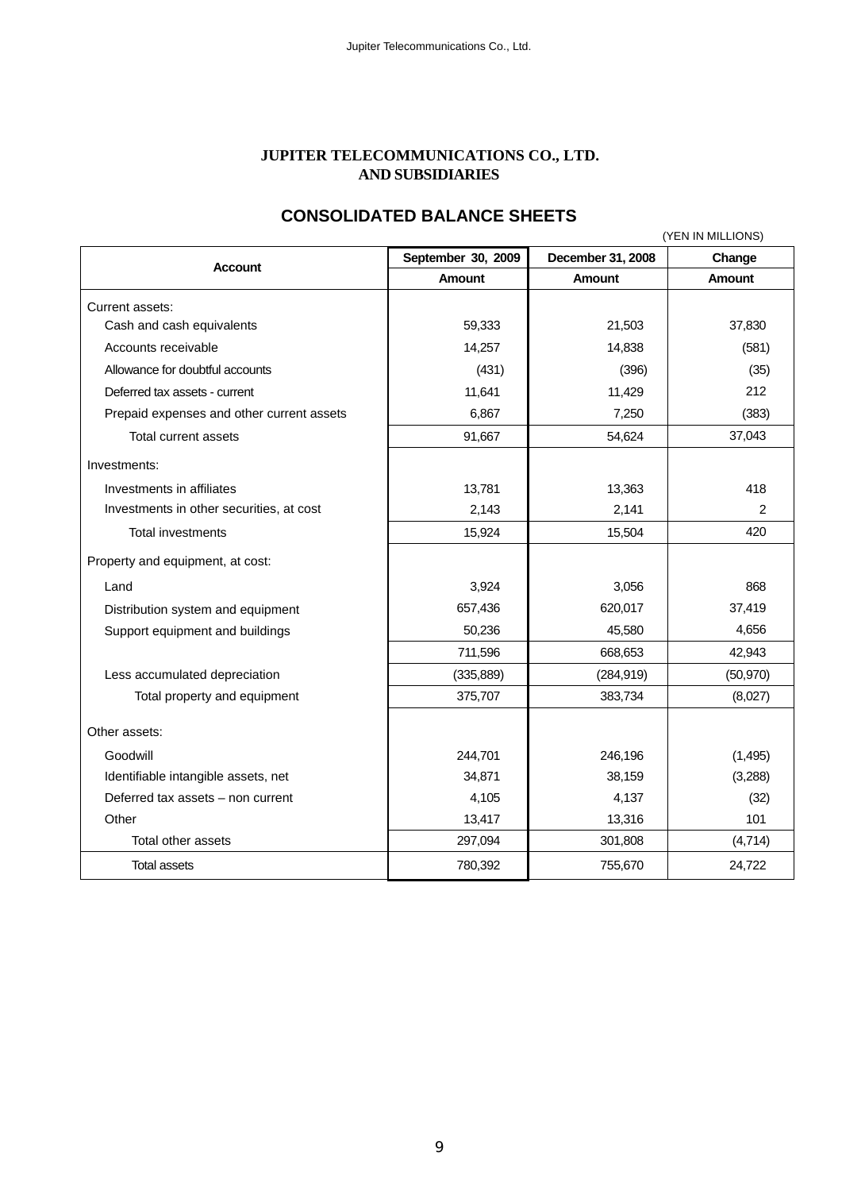**JUPITER TELECOMMUNICATIONS CO., LTD.**
**AND SUBSIDIARIES**

## CONSOLIDATED BALANCE SHEETS

(YEN IN MILLIONS)

| Account | September 30, 2009 | December 31, 2008 | Change |
|---|---|---|---|
| | Amount | Amount | Amount |
| Current assets: | | | |
| Cash and cash equivalents | 59,333 | 21,503 | 37,830 |
| Accounts receivable | 14,257 | 14,838 | (581) |
| Allowance for doubtful accounts | (431) | (396) | (35) |
| Deferred tax assets - current | 11,641 | 11,429 | 212 |
| Prepaid expenses and other current assets | 6,867 | 7,250 | (383) |
| Total current assets | 91,667 | 54,624 | 37,043 |
| Investments: | | | |
| Investments in affiliates | 13,781 | 13,363 | 418 |
| Investments in other securities, at cost | 2,143 | 2,141 | 2 |
| Total investments | 15,924 | 15,504 | 420 |
| Property and equipment, at cost: | | | |
| Land | 3,924 | 3,056 | 868 |
| Distribution system and equipment | 657,436 | 620,017 | 37,419 |
| Support equipment and buildings | 50,236 | 45,580 | 4,656 |
| | 711,596 | 668,653 | 42,943 |
| Less accumulated depreciation | (335,889) | (284,919) | (50,970) |
| Total property and equipment | 375,707 | 383,734 | (8,027) |
| Other assets: | | | |
| Goodwill | 244,701 | 246,196 | (1,495) |
| Identifiable intangible assets, net | 34,871 | 38,159 | (3,288) |
| Deferred tax assets – non current | 4,105 | 4,137 | (32) |
| Other | 13,417 | 13,316 | 101 |
| Total other assets | 297,094 | 301,808 | (4,714) |
| Total assets | 780,392 | 755,670 | 24,722 |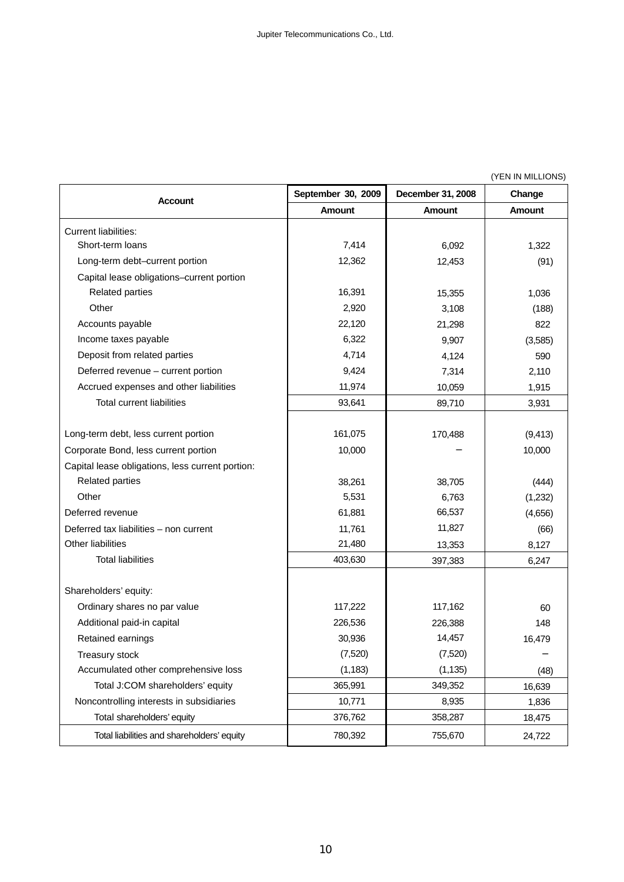(YEN IN MILLIONS)

| Account | September 30, 2009 | December 31, 2008 | Change |
|---|---|---|---|
| | Amount | Amount | Amount |
| Current liabilities: | | | |
| Short-term loans | 7,414 | 6,092 | 1,322 |
| Long-term debt–current portion | 12,362 | 12,453 | (91) |
| Capital lease obligations–current portion | | | |
| Related parties | 16,391 | 15,355 | 1,036 |
| Other | 2,920 | 3,108 | (188) |
| Accounts payable | 22,120 | 21,298 | 822 |
| Income taxes payable | 6,322 | 9,907 | (3,585) |
| Deposit from related parties | 4,714 | 4,124 | 590 |
| Deferred revenue – current portion | 9,424 | 7,314 | 2,110 |
| Accrued expenses and other liabilities | 11,974 | 10,059 | 1,915 |
| Total current liabilities | 93,641 | 89,710 | 3,931 |
| Long-term debt, less current portion | 161,075 | 170,488 | (9,413) |
| Corporate Bond, less current portion | 10,000 | – | 10,000 |
| Capital lease obligations, less current portion: | | | |
| Related parties | 38,261 | 38,705 | (444) |
| Other | 5,531 | 6,763 | (1,232) |
| Deferred revenue | 61,881 | 66,537 | (4,656) |
| Deferred tax liabilities – non current | 11,761 | 11,827 | (66) |
| Other liabilities | 21,480 | 13,353 | 8,127 |
| Total liabilities | 403,630 | 397,383 | 6,247 |
| Shareholders' equity: | | | |
| Ordinary shares no par value | 117,222 | 117,162 | 60 |
| Additional paid-in capital | 226,536 | 226,388 | 148 |
| Retained earnings | 30,936 | 14,457 | 16,479 |
| Treasury stock | (7,520) | (7,520) | – |
| Accumulated other comprehensive loss | (1,183) | (1,135) | (48) |
| Total J:COM shareholders' equity | 365,991 | 349,352 | 16,639 |
| Noncontrolling interests in subsidiaries | 10,771 | 8,935 | 1,836 |
| Total shareholders' equity | 376,762 | 358,287 | 18,475 |
| Total liabilities and shareholders' equity | 780,392 | 755,670 | 24,722 |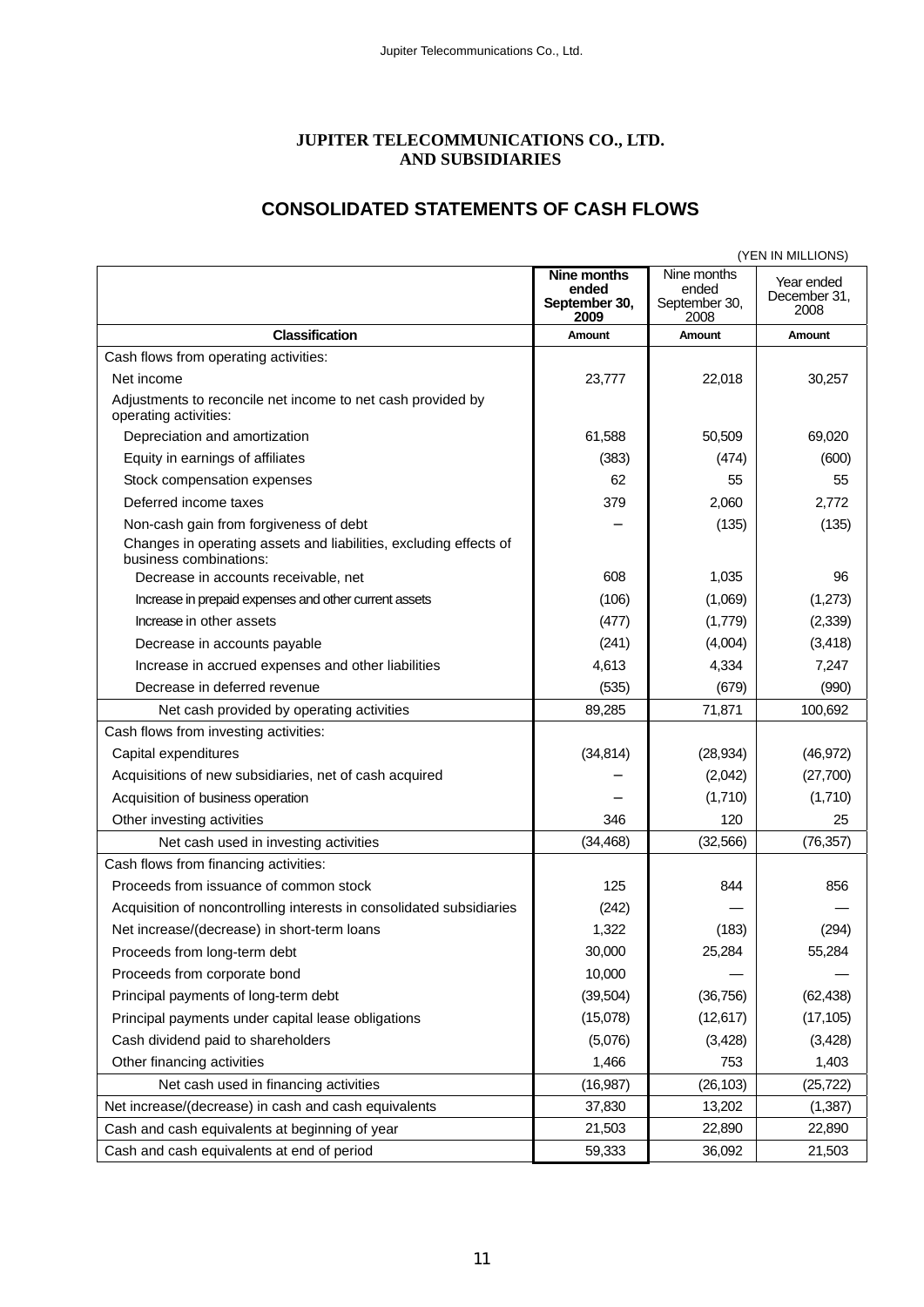**JUPITER TELECOMMUNICATIONS CO., LTD.**
**AND SUBSIDIARIES**

## CONSOLIDATED STATEMENTS OF CASH FLOWS

(YEN IN MILLIONS)

| Classification | Nine months ended September 30, 2009 Amount | Nine months ended September 30, 2008 Amount | Year ended December 31, 2008 Amount |
|---|---|---|---|
| Cash flows from operating activities: | | | |
| Net income | 23,777 | 22,018 | 30,257 |
| Adjustments to reconcile net income to net cash provided by operating activities: | | | |
| Depreciation and amortization | 61,588 | 50,509 | 69,020 |
| Equity in earnings of affiliates | (383) | (474) | (600) |
| Stock compensation expenses | 62 | 55 | 55 |
| Deferred income taxes | 379 | 2,060 | 2,772 |
| Non-cash gain from forgiveness of debt | – | (135) | (135) |
| Changes in operating assets and liabilities, excluding effects of business combinations: | | | |
| Decrease in accounts receivable, net | 608 | 1,035 | 96 |
| Increase in prepaid expenses and other current assets | (106) | (1,069) | (1,273) |
| Increase in other assets | (477) | (1,779) | (2,339) |
| Decrease in accounts payable | (241) | (4,004) | (3,418) |
| Increase in accrued expenses and other liabilities | 4,613 | 4,334 | 7,247 |
| Decrease in deferred revenue | (535) | (679) | (990) |
| Net cash provided by operating activities | 89,285 | 71,871 | 100,692 |
| Cash flows from investing activities: | | | |
| Capital expenditures | (34,814) | (28,934) | (46,972) |
| Acquisitions of new subsidiaries, net of cash acquired | – | (2,042) | (27,700) |
| Acquisition of business operation | – | (1,710) | (1,710) |
| Other investing activities | 346 | 120 | 25 |
| Net cash used in investing activities | (34,468) | (32,566) | (76,357) |
| Cash flows from financing activities: | | | |
| Proceeds from issuance of common stock | 125 | 844 | 856 |
| Acquisition of noncontrolling interests in consolidated subsidiaries | (242) | — | — |
| Net increase/(decrease) in short-term loans | 1,322 | (183) | (294) |
| Proceeds from long-term debt | 30,000 | 25,284 | 55,284 |
| Proceeds from corporate bond | 10,000 | — | — |
| Principal payments of long-term debt | (39,504) | (36,756) | (62,438) |
| Principal payments under capital lease obligations | (15,078) | (12,617) | (17,105) |
| Cash dividend paid to shareholders | (5,076) | (3,428) | (3,428) |
| Other financing activities | 1,466 | 753 | 1,403 |
| Net cash used in financing activities | (16,987) | (26,103) | (25,722) |
| Net increase/(decrease) in cash and cash equivalents | 37,830 | 13,202 | (1,387) |
| Cash and cash equivalents at beginning of year | 21,503 | 22,890 | 22,890 |
| Cash and cash equivalents at end of period | 59,333 | 36,092 | 21,503 |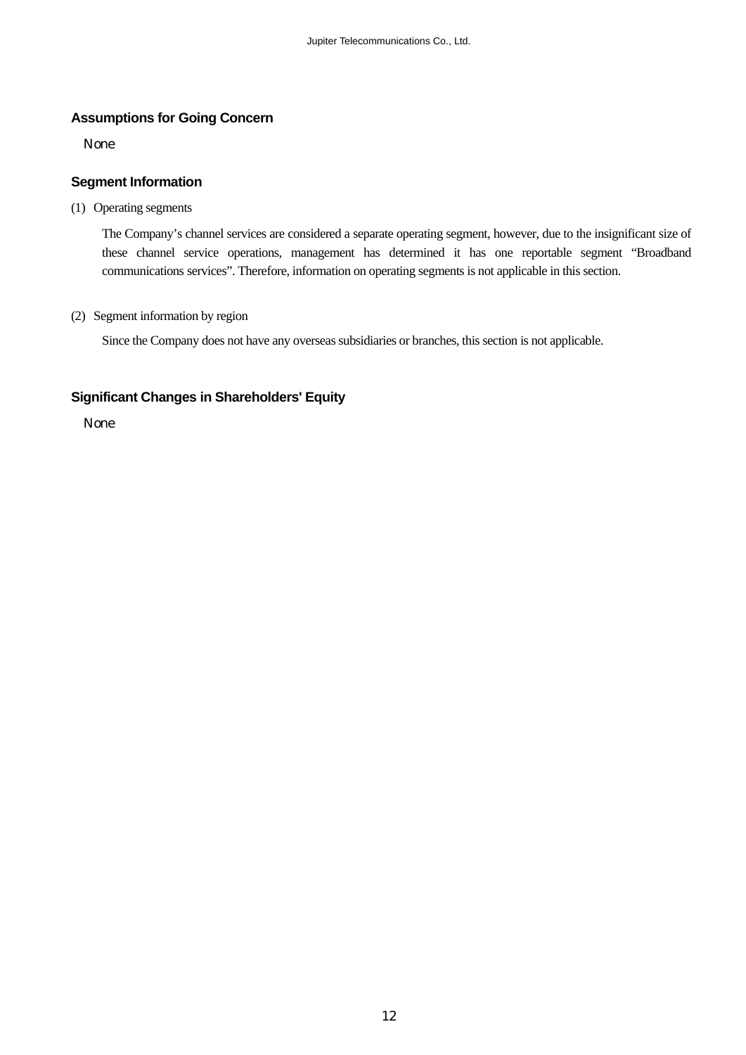## Assumptions for Going Concern

None

## Segment Information

(1) Operating segments

The Company's channel services are considered a separate operating segment, however, due to the insignificant size of these channel service operations, management has determined it has one reportable segment "Broadband communications services". Therefore, information on operating segments is not applicable in this section.

(2) Segment information by region

Since the Company does not have any overseas subsidiaries or branches, this section is not applicable.

## Significant Changes in Shareholders' Equity

None